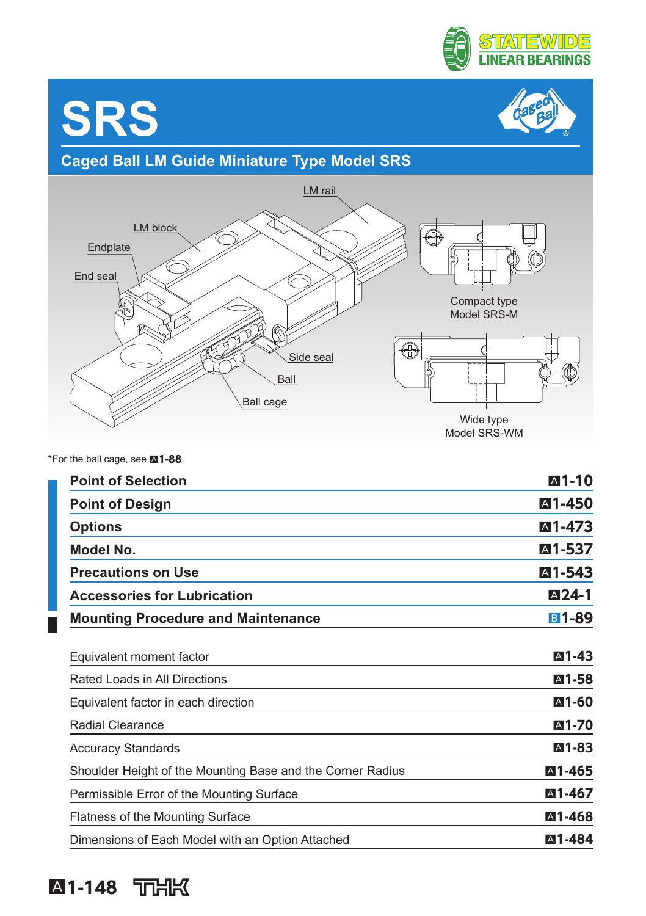# SRS

## Caged Ball LM Guide Miniature Type Model SRS

LM rail

LM block

Endplate

End seal

Side seal

Ball

Ball cage

Compact type
Model SRS-M

Wide type
Model SRS-WM

*For the ball cage, see A1-88.

| | |
|---|---|
| **Point of Selection** | **A1-10** |
| **Point of Design** | **A1-450** |
| **Options** | **A1-473** |
| **Model No.** | **A1-537** |
| **Precautions on Use** | **A1-543** |
| **Accessories for Lubrication** | **A24-1** |
| **Mounting Procedure and Maintenance** | **B1-89** |

| | |
|---|---|
| Equivalent moment factor | A1-43 |
| Rated Loads in All Directions | A1-58 |
| Equivalent factor in each direction | A1-60 |
| Radial Clearance | A1-70 |
| Accuracy Standards | A1-83 |
| Shoulder Height of the Mounting Base and the Corner Radius | A1-465 |
| Permissible Error of the Mounting Surface | A1-467 |
| Flatness of the Mounting Surface | A1-468 |
| Dimensions of Each Model with an Option Attached | A1-484 |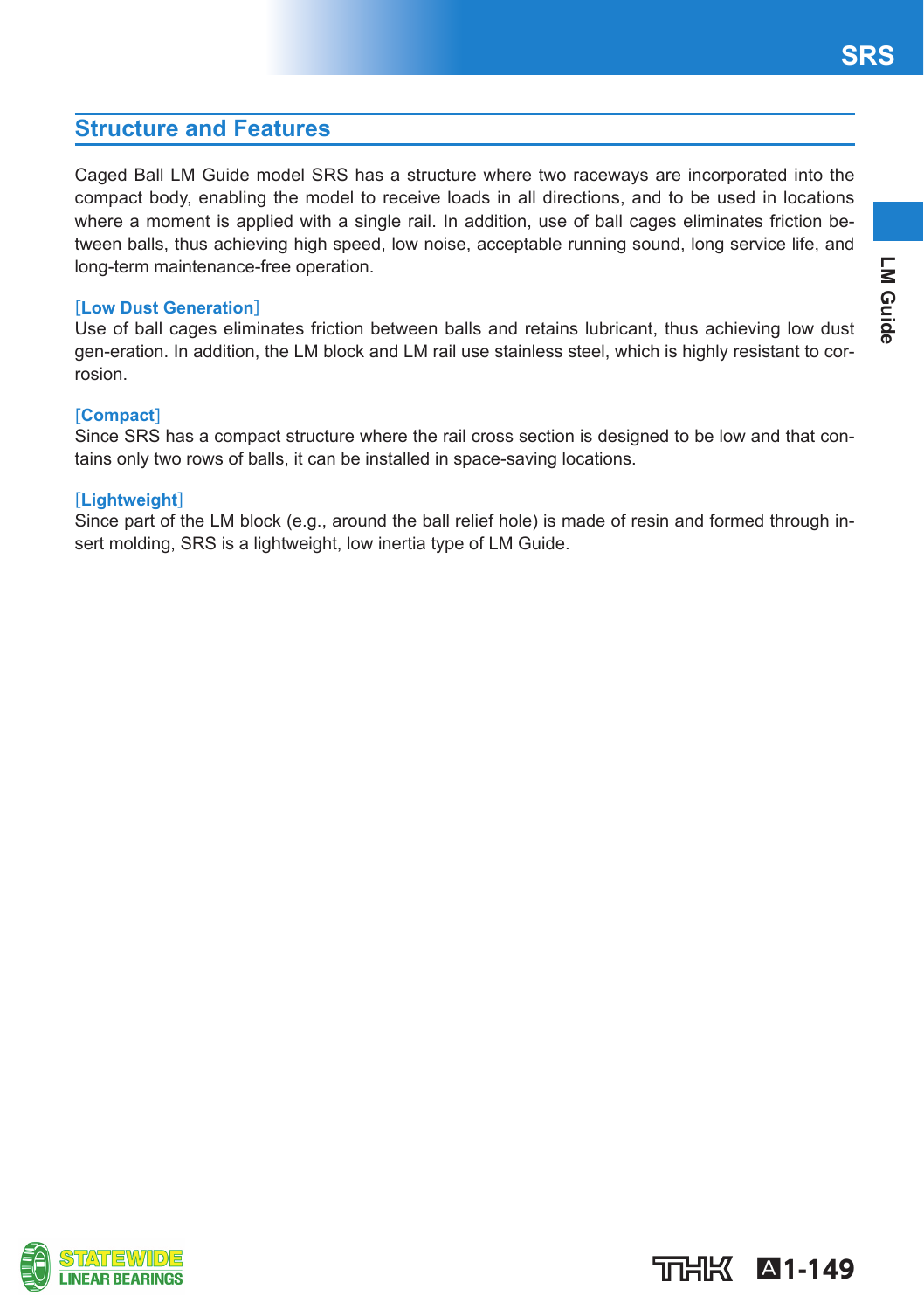## Structure and Features

Caged Ball LM Guide model SRS has a structure where two raceways are incorporated into the compact body, enabling the model to receive loads in all directions, and to be used in locations where a moment is applied with a single rail. In addition, use of ball cages eliminates friction between balls, thus achieving high speed, low noise, acceptable running sound, long service life, and long-term maintenance-free operation.

**[Low Dust Generation]**
Use of ball cages eliminates friction between balls and retains lubricant, thus achieving low dust gen-eration. In addition, the LM block and LM rail use stainless steel, which is highly resistant to corrosion.

**[Compact]**
Since SRS has a compact structure where the rail cross section is designed to be low and that contains only two rows of balls, it can be installed in space-saving locations.

**[Lightweight]**
Since part of the LM block (e.g., around the ball relief hole) is made of resin and formed through insert molding, SRS is a lightweight, low inertia type of LM Guide.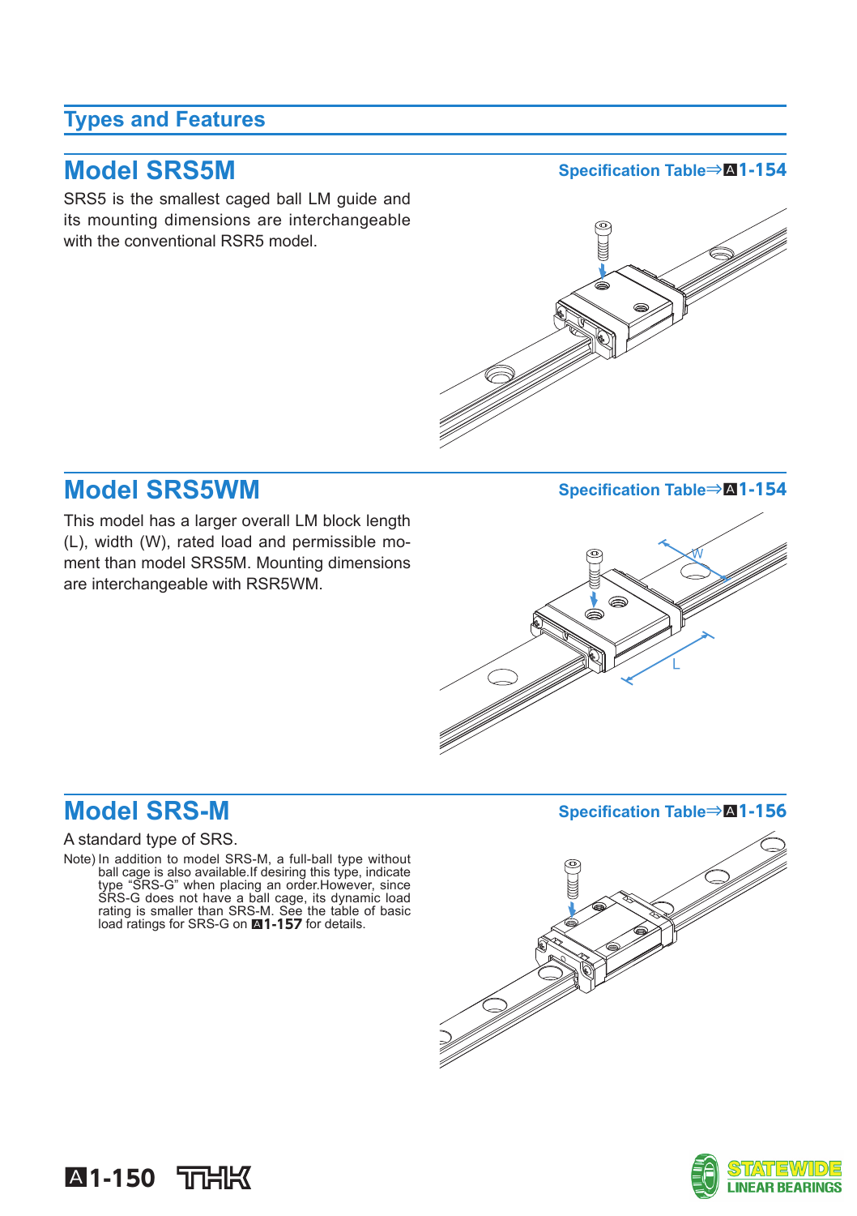## Types and Features

## Model SRS5M

Specification Table⇒A1-154

SRS5 is the smallest caged ball LM guide and its mounting dimensions are interchangeable with the conventional RSR5 model.

## Model SRS5WM

Specification Table⇒A1-154

This model has a larger overall LM block length (L), width (W), rated load and permissible moment than model SRS5M. Mounting dimensions are interchangeable with RSR5WM.

## Model SRS-M

Specification Table⇒A1-156

A standard type of SRS.

Note) In addition to model SRS-M, a full-ball type without ball cage is also available.If desiring this type, indicate type “SRS-G” when placing an order.However, since SRS-G does not have a ball cage, its dynamic load rating is smaller than SRS-M. See the table of basic load ratings for SRS-G on **A1-157** for details.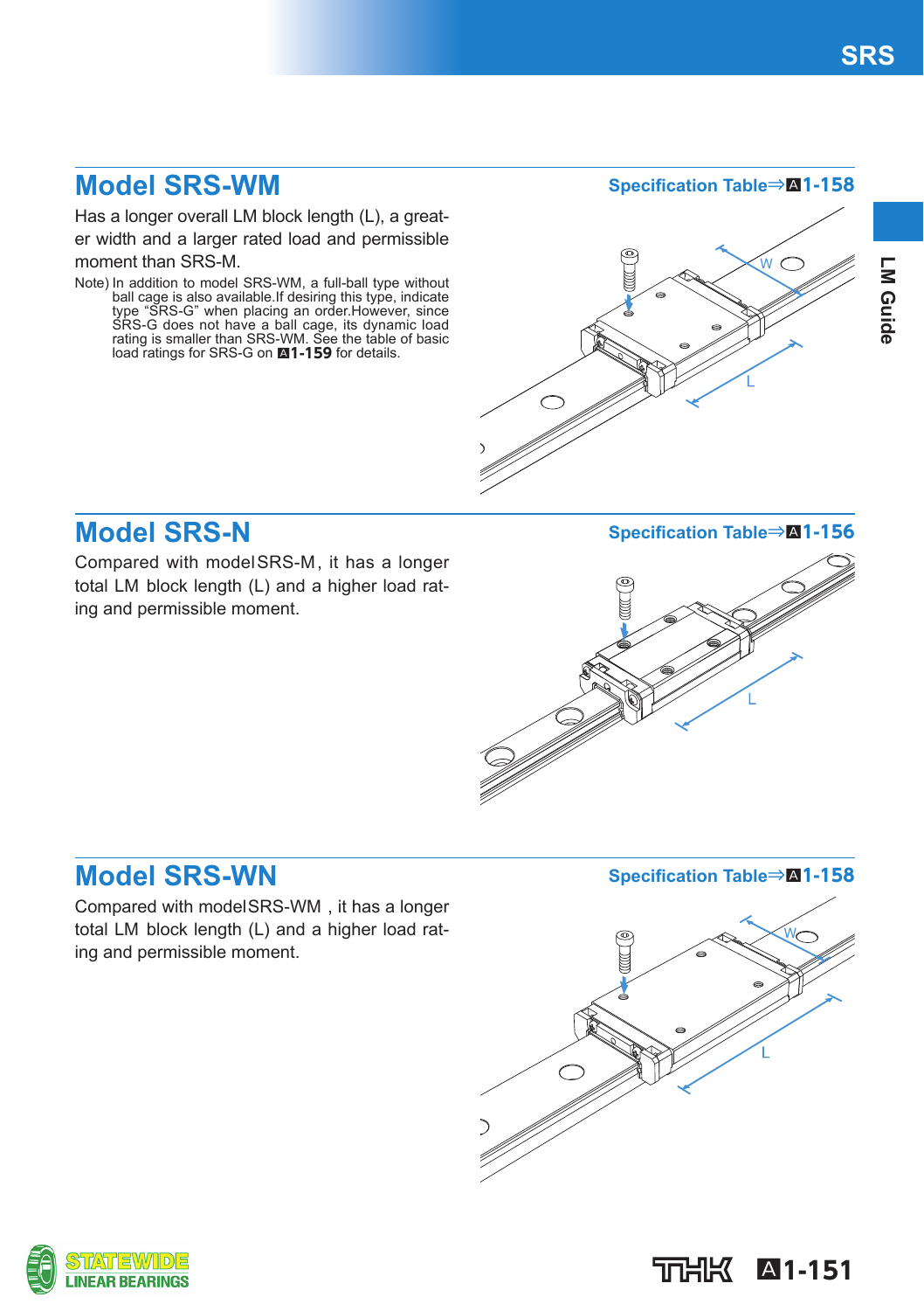## Model SRS-WM

Specification Table⇒A1-158

Has a longer overall LM block length (L), a greater width and a larger rated load and permissible moment than SRS-M.

Note) In addition to model SRS-WM, a full-ball type without ball cage is also available.If desiring this type, indicate type “SRS-G” when placing an order.However, since SRS-G does not have a ball cage, its dynamic load rating is smaller than SRS-WM. See the table of basic load ratings for SRS-G on A**1-159** for details.

## Model SRS-N

Specification Table⇒A1-156

Compared with model SRS-M, it has a longer total LM block length (L) and a higher load rating and permissible moment.

## Model SRS-WN

Specification Table⇒A1-158

Compared with model SRS-WM , it has a longer total LM block length (L) and a higher load rating and permissible moment.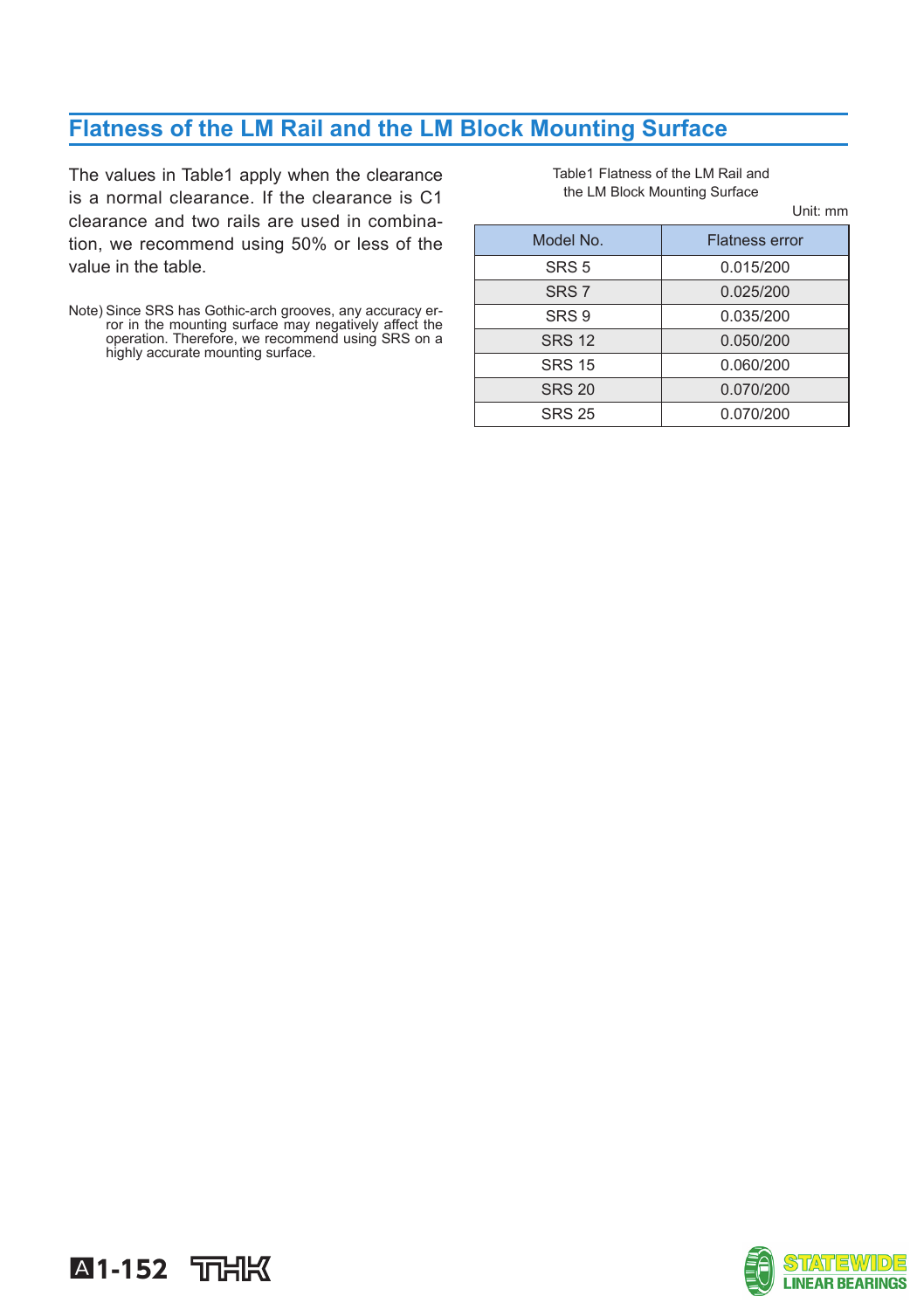## Flatness of the LM Rail and the LM Block Mounting Surface

The values in Table1 apply when the clearance is a normal clearance. If the clearance is C1 clearance and two rails are used in combination, we recommend using 50% or less of the value in the table.

Note) Since SRS has Gothic-arch grooves, any accuracy error in the mounting surface may negatively affect the operation. Therefore, we recommend using SRS on a highly accurate mounting surface.

Table1 Flatness of the LM Rail and the LM Block Mounting Surface

Unit: mm

| Model No. | Flatness error |
|---|---|
| SRS 5 | 0.015/200 |
| SRS 7 | 0.025/200 |
| SRS 9 | 0.035/200 |
| SRS 12 | 0.050/200 |
| SRS 15 | 0.060/200 |
| SRS 20 | 0.070/200 |
| SRS 25 | 0.070/200 |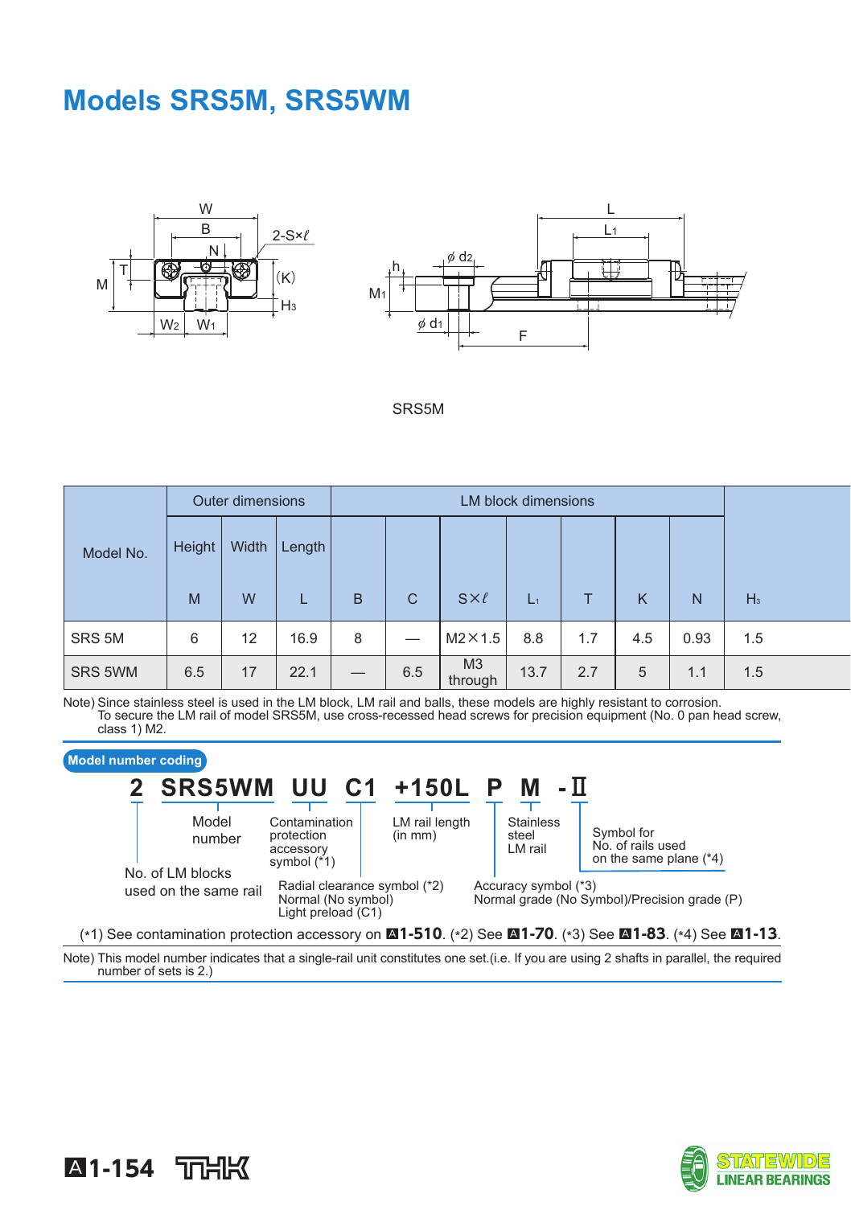# Models SRS5M, SRS5WM

SRS5M

| Model No. | Outer dimensions | | | LM block dimensions | | | | | | | |
|---|---|---|---|---|---|---|---|---|---|---|---|
| | Height | Width | Length | | | | | | | | |
| | M | W | L | B | C | S×ℓ | $L_1$ | T | K | N | $H_3$ |
| SRS 5M | 6 | 12 | 16.9 | 8 | — | M2×1.5 | 8.8 | 1.7 | 4.5 | 0.93 | 1.5 |
| SRS 5WM | 6.5 | 17 | 22.1 | — | 6.5 | M3 through | 13.7 | 2.7 | 5 | 1.1 | 1.5 |

Note) Since stainless steel is used in the LM block, LM rail and balls, these models are highly resistant to corrosion.
To secure the LM rail of model SRS5M, use cross-recessed head screws for precision equipment (No. 0 pan head screw, class 1) M2.

**Model number coding**

**2 SRS5WM UU C1 +150L P M -Ⅱ**

- 2: No. of LM blocks used on the same rail
- SRS5WM: Model number
- UU: Contamination protection accessory symbol (*1)
- C1: Radial clearance symbol (*2) Normal (No symbol) Light preload (C1)
- +150L: LM rail length (in mm)
- P: Accuracy symbol (*3) Normal grade (No Symbol)/Precision grade (P)
- M: Stainless steel LM rail
- -Ⅱ: Symbol for No. of rails used on the same plane (*4)

(*1) See contamination protection accessory on A1-510. (*2) See A1-70. (*3) See A1-83. (*4) See A1-13.

Note) This model number indicates that a single-rail unit constitutes one set.(i.e. If you are using 2 shafts in parallel, the required number of sets is 2.)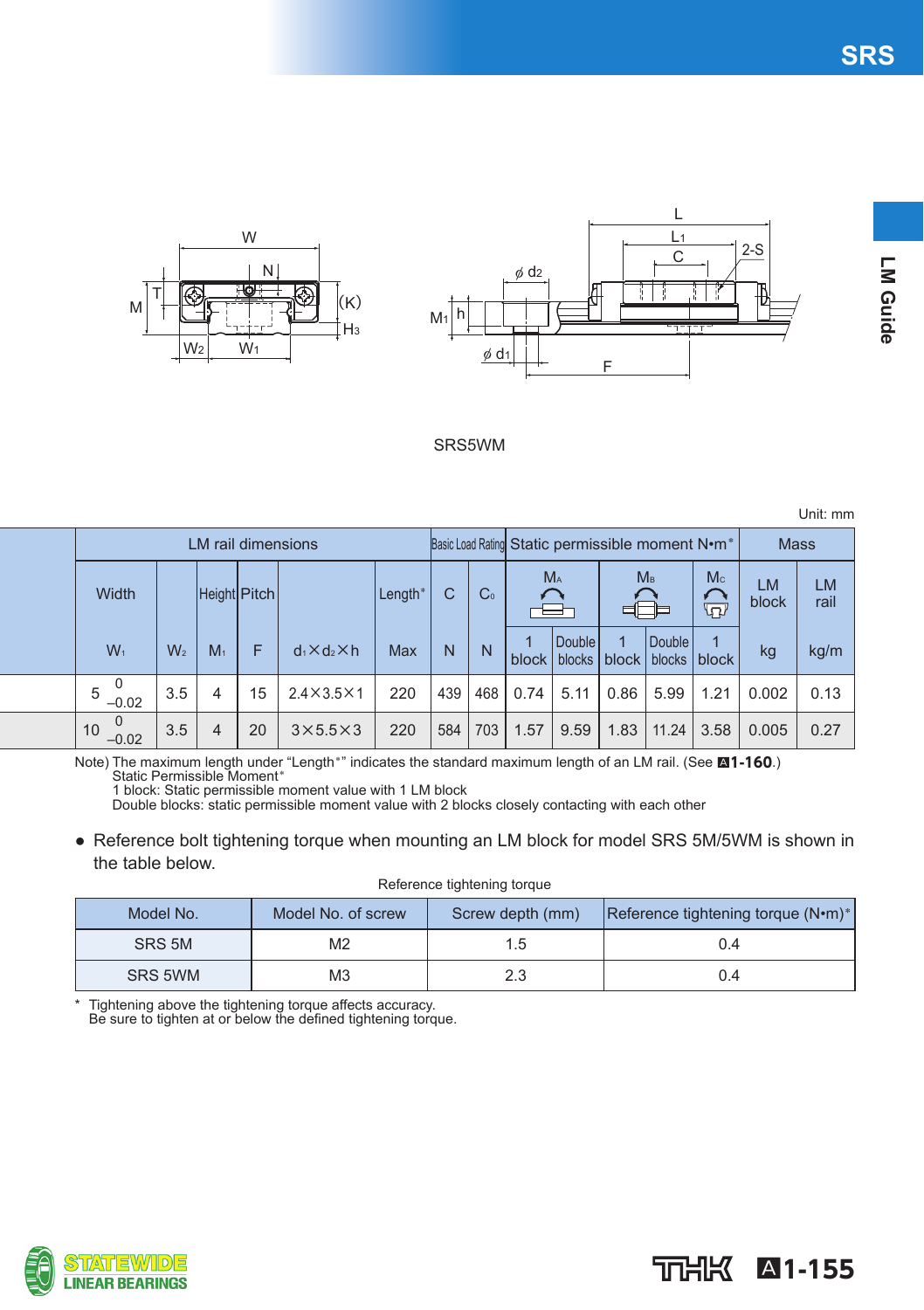SRS5WM

Unit: mm

| LM rail dimensions | | | | | | Basic Load Rating | | Static permissible moment N•m* | | | | | Mass | |
|---|---|---|---|---|---|---|---|---|---|---|---|---|---|---|
| Width | | Height | Pitch | | Length* | C | $C_0$ | $M_A$ | | $M_B$ | | $M_C$ | LM block | LM rail |
| $W_1$ | $W_2$ | $M_1$ | F | $d_1 \times d_2 \times h$ | Max | N | N | 1 block | Double blocks | 1 block | Double blocks | 1 block | kg | kg/m |
| 5 $^{0}_{-0.02}$ | 3.5 | 4 | 15 | 2.4×3.5×1 | 220 | 439 | 468 | 0.74 | 5.11 | 0.86 | 5.99 | 1.21 | 0.002 | 0.13 |
| 10 $^{0}_{-0.02}$ | 3.5 | 4 | 20 | 3×5.5×3 | 220 | 584 | 703 | 1.57 | 9.59 | 1.83 | 11.24 | 3.58 | 0.005 | 0.27 |

Note) The maximum length under "Length*" indicates the standard maximum length of an LM rail. (See A1-160.)
Static Permissible Moment*
1 block: Static permissible moment value with 1 LM block
Double blocks: static permissible moment value with 2 blocks closely contacting with each other

- Reference bolt tightening torque when mounting an LM block for model SRS 5M/5WM is shown in the table below.

Reference tightening torque

| Model No. | Model No. of screw | Screw depth (mm) | Reference tightening torque (N•m)* |
|---|---|---|---|
| SRS 5M | M2 | 1.5 | 0.4 |
| SRS 5WM | M3 | 2.3 | 0.4 |

\* Tightening above the tightening torque affects accuracy.
Be sure to tighten at or below the defined tightening torque.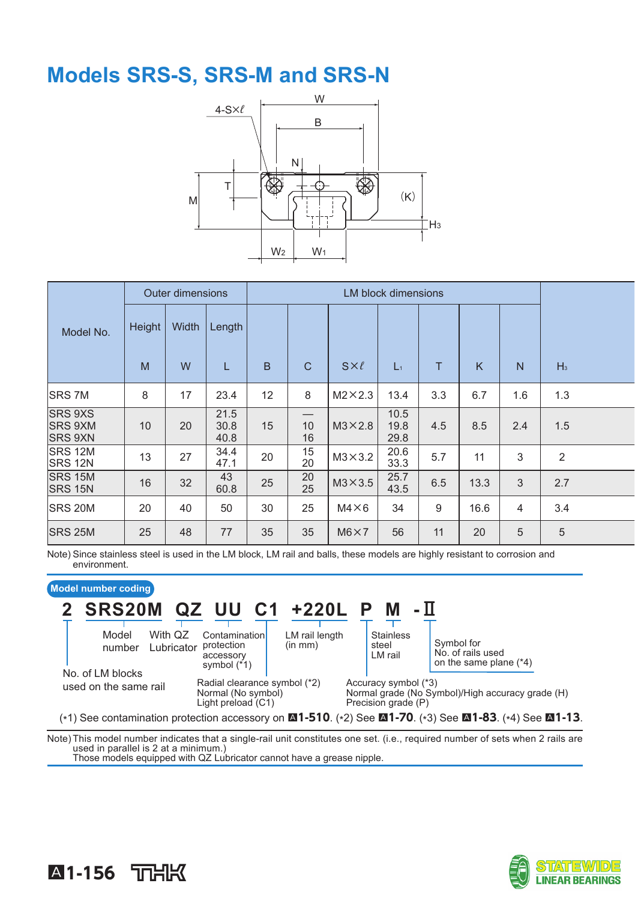# Models SRS-S, SRS-M and SRS-N

| Model No. | Outer dimensions | | | LM block dimensions | | | | | | | |
|---|---|---|---|---|---|---|---|---|---|---|---|
| | Height | Width | Length | | | | | | | | |
| | M | W | L | B | C | S×ℓ | $L_1$ | T | K | N | $H_3$ |
| SRS 7M | 8 | 17 | 23.4 | 12 | 8 | M2×2.3 | 13.4 | 3.3 | 6.7 | 1.6 | 1.3 |
| SRS 9XS<br>SRS 9XM<br>SRS 9XN | 10 | 20 | 21.5<br>30.8<br>40.8 | 15 | —<br>10<br>16 | M3×2.8 | 10.5<br>19.8<br>29.8 | 4.5 | 8.5 | 2.4 | 1.5 |
| SRS 12M<br>SRS 12N | 13 | 27 | 34.4<br>47.1 | 20 | 15<br>20 | M3×3.2 | 20.6<br>33.3 | 5.7 | 11 | 3 | 2 |
| SRS 15M<br>SRS 15N | 16 | 32 | 43<br>60.8 | 25 | 20<br>25 | M3×3.5 | 25.7<br>43.5 | 6.5 | 13.3 | 3 | 2.7 |
| SRS 20M | 20 | 40 | 50 | 30 | 25 | M4×6 | 34 | 9 | 16.6 | 4 | 3.4 |
| SRS 25M | 25 | 48 | 77 | 35 | 35 | M6×7 | 56 | 11 | 20 | 5 | 5 |

Note) Since stainless steel is used in the LM block, LM rail and balls, these models are highly resistant to corrosion and environment.

**Model number coding**

**2 SRS20M QZ UU C1 +220L P M -Ⅱ**

- 2: No. of LM blocks used on the same rail
- SRS20M: Model number
- QZ: With QZ Lubricator
- UU: Contamination protection accessory symbol (*1)
- C1: Radial clearance symbol (*2) — Normal (No symbol), Light preload (C1)
- +220L: LM rail length (in mm)
- P: Accuracy symbol (*3) — Normal grade (No Symbol)/High accuracy grade (H), Precision grade (P)
- M: Stainless steel LM rail
- -Ⅱ: Symbol for No. of rails used on the same plane (*4)

(*1) See contamination protection accessory on **A1-510**. (*2) See **A1-70**. (*3) See **A1-83**. (*4) See **A1-13**.

Note) This model number indicates that a single-rail unit constitutes one set. (i.e., required number of sets when 2 rails are used in parallel is 2 at a minimum.)
Those models equipped with QZ Lubricator cannot have a grease nipple.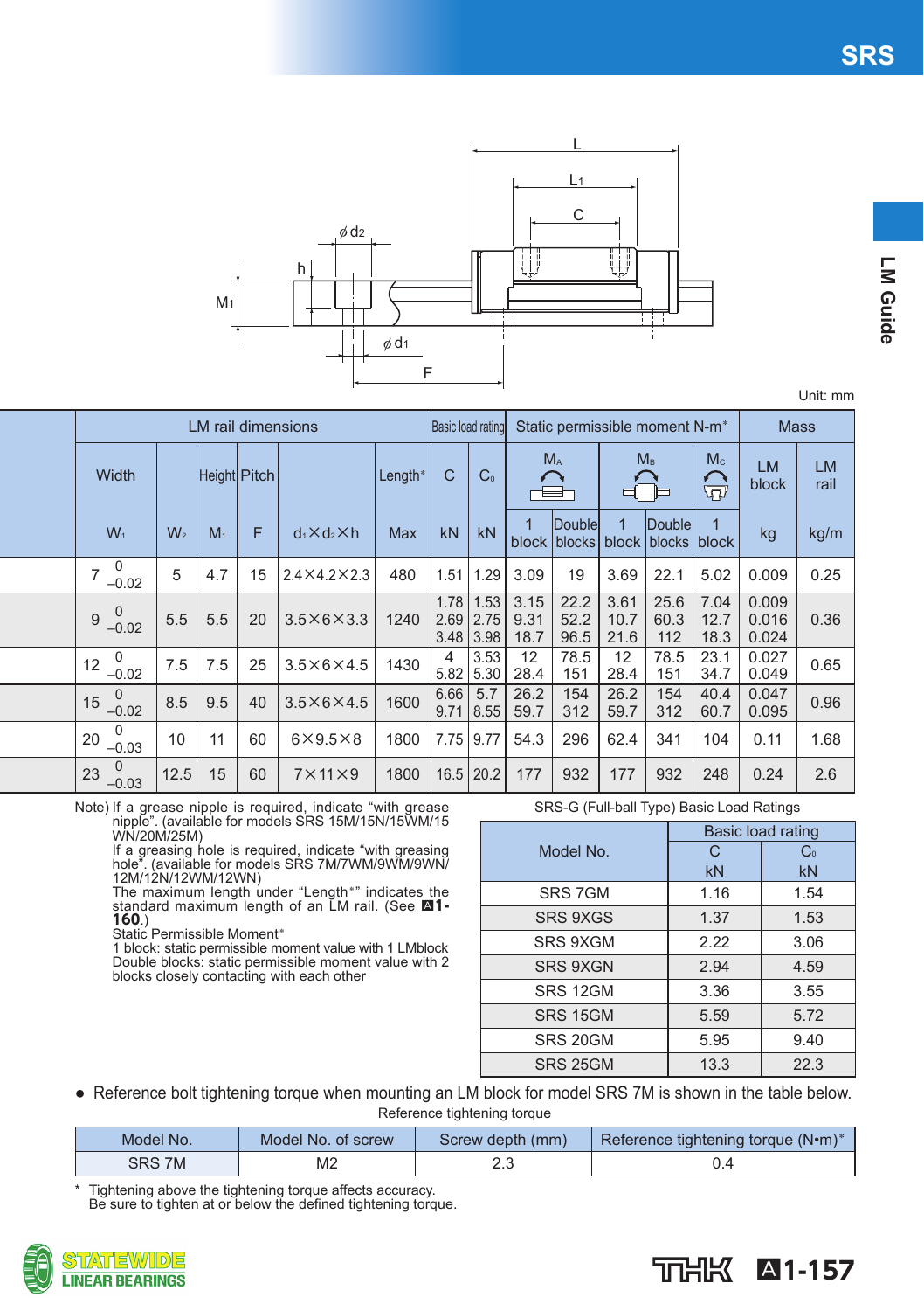Unit: mm

| LM rail dimensions | | | | | | Basic load rating | | Static permissible moment N-m* | | | | | Mass | |
|---|---|---|---|---|---|---|---|---|---|---|---|---|---|---|
| Width | | Height | Pitch | | Length* | C | $C_0$ | $M_A$ | | $M_B$ | | $M_C$ | LM block | LM rail |
| $W_1$ | $W_2$ | $M_1$ | F | $d_1 \times d_2 \times h$ | Max | kN | kN | 1 block | Double blocks | 1 block | Double blocks | 1 block | kg | kg/m |
| 7 $^{0}_{-0.02}$ | 5 | 4.7 | 15 | 2.4×4.2×2.3 | 480 | 1.51 | 1.29 | 3.09 | 19 | 3.69 | 22.1 | 5.02 | 0.009 | 0.25 |
| 9 $^{0}_{-0.02}$ | 5.5 | 5.5 | 20 | 3.5×6×3.3 | 1240 | 1.78<br>2.69<br>3.48 | 1.53<br>2.75<br>3.98 | 3.15<br>9.31<br>18.7 | 22.2<br>52.2<br>96.5 | 3.61<br>10.7<br>21.6 | 25.6<br>60.3<br>112 | 7.04<br>12.7<br>18.3 | 0.009<br>0.016<br>0.024 | 0.36 |
| 12 $^{0}_{-0.02}$ | 7.5 | 7.5 | 25 | 3.5×6×4.5 | 1430 | 4<br>5.82 | 3.53<br>5.30 | 12<br>28.4 | 78.5<br>151 | 12<br>28.4 | 78.5<br>151 | 23.1<br>34.7 | 0.027<br>0.049 | 0.65 |
| 15 $^{0}_{-0.02}$ | 8.5 | 9.5 | 40 | 3.5×6×4.5 | 1600 | 6.66<br>9.71 | 5.7<br>8.55 | 26.2<br>59.7 | 154<br>312 | 26.2<br>59.7 | 154<br>312 | 40.4<br>60.7 | 0.047<br>0.095 | 0.96 |
| 20 $^{0}_{-0.03}$ | 10 | 11 | 60 | 6×9.5×8 | 1800 | 7.75 | 9.77 | 54.3 | 296 | 62.4 | 341 | 104 | 0.11 | 1.68 |
| 23 $^{0}_{-0.03}$ | 12.5 | 15 | 60 | 7×11×9 | 1800 | 16.5 | 20.2 | 177 | 932 | 177 | 932 | 248 | 0.24 | 2.6 |

Note) If a grease nipple is required, indicate "with grease nipple". (available for models SRS 15M/15N/15WM/15 WN/20M/25M)
If a greasing hole is required, indicate "with greasing hole". (available for models SRS 7M/7WM/9WM/9WN/ 12M/12N/12WM/12WN)
The maximum length under "Length*" indicates the standard maximum length of an LM rail. (See A**1-160**.)
Static Permissible Moment*
1 block: static permissible moment value with 1 LMblock
Double blocks: static permissible moment value with 2 blocks closely contacting with each other

SRS-G (Full-ball Type) Basic Load Ratings

| Model No. | Basic load rating C kN | Basic load rating $C_0$ kN |
|---|---|---|
| SRS 7GM | 1.16 | 1.54 |
| SRS 9XGS | 1.37 | 1.53 |
| SRS 9XGM | 2.22 | 3.06 |
| SRS 9XGN | 2.94 | 4.59 |
| SRS 12GM | 3.36 | 3.55 |
| SRS 15GM | 5.59 | 5.72 |
| SRS 20GM | 5.95 | 9.40 |
| SRS 25GM | 13.3 | 22.3 |

● Reference bolt tightening torque when mounting an LM block for model SRS 7M is shown in the table below.

Reference tightening torque

| Model No. | Model No. of screw | Screw depth (mm) | Reference tightening torque (N•m)* |
|---|---|---|---|
| SRS 7M | M2 | 2.3 | 0.4 |

\* Tightening above the tightening torque affects accuracy.
Be sure to tighten at or below the defined tightening torque.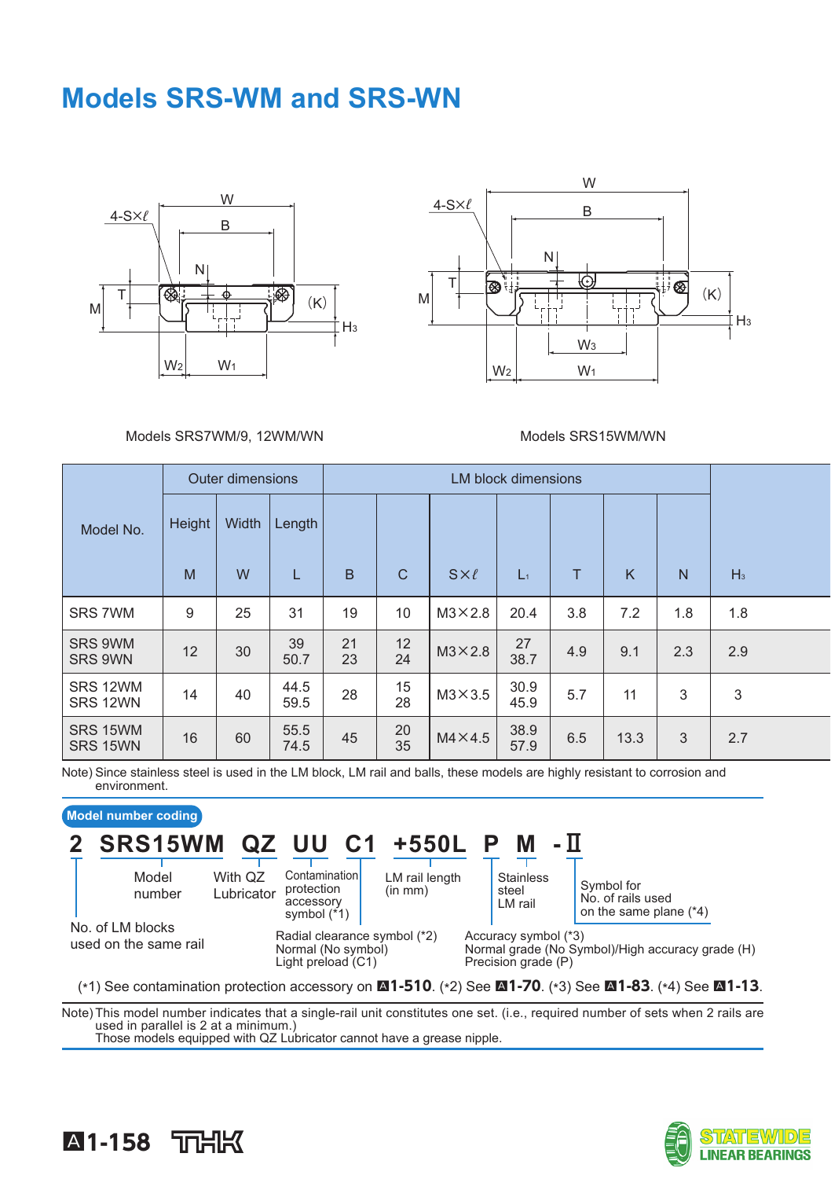# Models SRS-WM and SRS-WN

Models SRS7WM/9, 12WM/WN

Models SRS15WM/WN

| Model No. | Outer dimensions | | | LM block dimensions | | | | | | | |
|---|---|---|---|---|---|---|---|---|---|---|---|
| | Height | Width | Length | | | | | | | | |
| | M | W | L | B | C | S×ℓ | $L_1$ | T | K | N | $H_3$ |
| SRS 7WM | 9 | 25 | 31 | 19 | 10 | M3×2.8 | 20.4 | 3.8 | 7.2 | 1.8 | 1.8 |
| SRS 9WM<br>SRS 9WN | 12 | 30 | 39<br>50.7 | 21<br>23 | 12<br>24 | M3×2.8 | 27<br>38.7 | 4.9 | 9.1 | 2.3 | 2.9 |
| SRS 12WM<br>SRS 12WN | 14 | 40 | 44.5<br>59.5 | 28 | 15<br>28 | M3×3.5 | 30.9<br>45.9 | 5.7 | 11 | 3 | 3 |
| SRS 15WM<br>SRS 15WN | 16 | 60 | 55.5<br>74.5 | 45 | 20<br>35 | M4×4.5 | 38.9<br>57.9 | 6.5 | 13.3 | 3 | 2.7 |

Note) Since stainless steel is used in the LM block, LM rail and balls, these models are highly resistant to corrosion and environment.

**Model number coding**

**2 SRS15WM QZ UU C1 +550L P M -Ⅱ**

- 2: No. of LM blocks used on the same rail
- SRS15WM: Model number
- QZ: With QZ Lubricator
- UU: Contamination protection accessory symbol (*1)
- C1: Radial clearance symbol (*2) — Normal (No symbol), Light preload (C1)
- +550L: LM rail length (in mm)
- P: Accuracy symbol (*3) — Normal grade (No Symbol)/High accuracy grade (H), Precision grade (P)
- M: Stainless steel LM rail
- -Ⅱ: Symbol for No. of rails used on the same plane (*4)

(*1) See contamination protection accessory on **A1-510**. (*2) See **A1-70**. (*3) See **A1-83**. (*4) See **A1-13**.

Note) This model number indicates that a single-rail unit constitutes one set. (i.e., required number of sets when 2 rails are used in parallel is 2 at a minimum.)
Those models equipped with QZ Lubricator cannot have a grease nipple.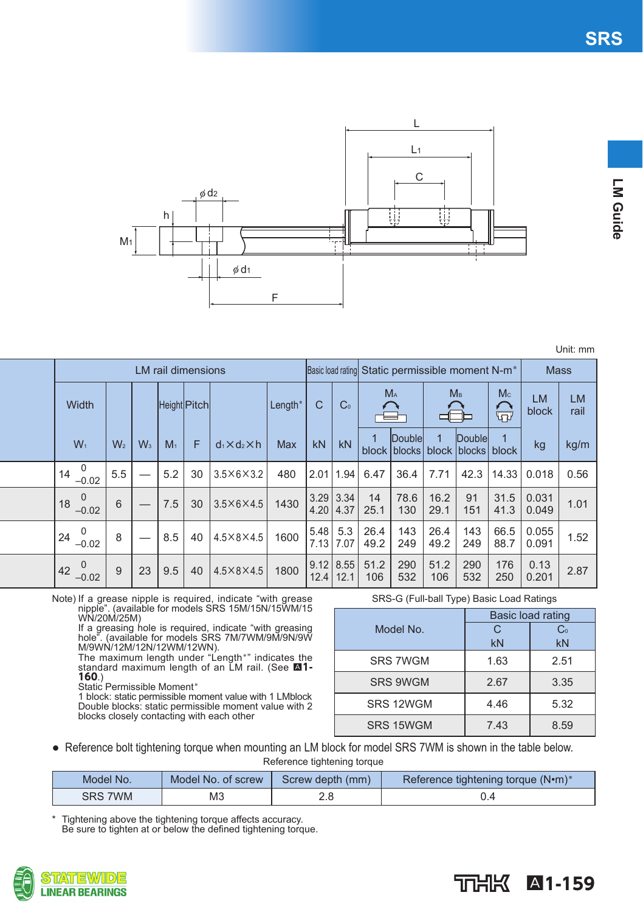Unit: mm

| LM rail dimensions | | | | | | | | Basic load rating | | Static permissible moment N-m* | | | | | Mass | |
|---|---|---|---|---|---|---|---|---|---|---|---|---|---|---|---|---|
| Width | | | Height | Pitch | | Length* | | C | $C_0$ | $M_A$ | | $M_B$ | | $M_C$ | LM block | LM rail |
| $W_1$ | $W_2$ | $W_3$ | $M_1$ | F | $d_1 \times d_2 \times h$ | Max | | kN | kN | 1 block | Double blocks | 1 block | Double blocks | 1 block | kg | kg/m |
| 14 $^{0}_{-0.02}$ | 5.5 | — | 5.2 | 30 | 3.5×6×3.2 | 480 | | 2.01 | 1.94 | 6.47 | 36.4 | 7.71 | 42.3 | 14.33 | 0.018 | 0.56 |
| 18 $^{0}_{-0.02}$ | 6 | — | 7.5 | 30 | 3.5×6×4.5 | 1430 | | 3.29 / 4.20 | 3.34 / 4.37 | 14 / 25.1 | 78.6 / 130 | 16.2 / 29.1 | 91 / 151 | 31.5 / 41.3 | 0.031 / 0.049 | 1.01 |
| 24 $^{0}_{-0.02}$ | 8 | — | 8.5 | 40 | 4.5×8×4.5 | 1600 | | 5.48 / 7.13 | 5.3 / 7.07 | 26.4 / 49.2 | 143 / 249 | 26.4 / 49.2 | 143 / 249 | 66.5 / 88.7 | 0.055 / 0.091 | 1.52 |
| 42 $^{0}_{-0.02}$ | 9 | 23 | 9.5 | 40 | 4.5×8×4.5 | 1800 | | 9.12 / 12.4 | 8.55 / 12.1 | 51.2 / 106 | 290 / 532 | 51.2 / 106 | 290 / 532 | 176 / 250 | 0.13 / 0.201 | 2.87 |

Note) If a grease nipple is required, indicate "with grease nipple". (available for models SRS 15M/15N/15WM/15 WN/20M/25M)
If a greasing hole is required, indicate "with greasing hole". (available for models SRS 7M/7WM/9M/9N/9W M/9WN/12M/12N/12WM/12WN).
The maximum length under "Length*" indicates the standard maximum length of an LM rail. (See **A1-160**.)
Static Permissible Moment*
1 block: static permissible moment value with 1 LMblock
Double blocks: static permissible moment value with 2 blocks closely contacting with each other

SRS-G (Full-ball Type) Basic Load Ratings

| Model No. | Basic load rating C kN | Basic load rating $C_0$ kN |
|---|---|---|
| SRS 7WGM | 1.63 | 2.51 |
| SRS 9WGM | 2.67 | 3.35 |
| SRS 12WGM | 4.46 | 5.32 |
| SRS 15WGM | 7.43 | 8.59 |

- Reference bolt tightening torque when mounting an LM block for model SRS 7WM is shown in the table below.

Reference tightening torque

| Model No. | Model No. of screw | Screw depth (mm) | Reference tightening torque (N•m)* |
|---|---|---|---|
| SRS 7WM | M3 | 2.8 | 0.4 |

\* Tightening above the tightening torque affects accuracy.
Be sure to tighten at or below the defined tightening torque.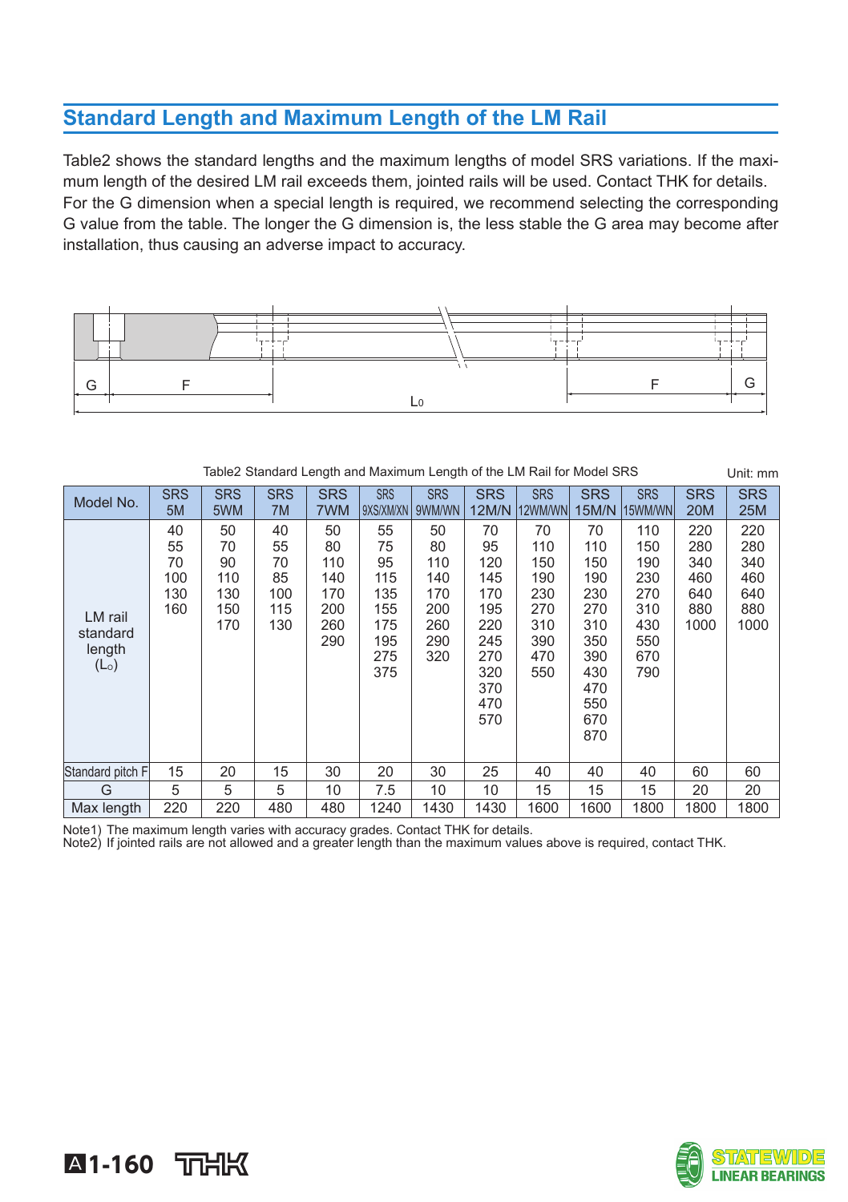## Standard Length and Maximum Length of the LM Rail

Table2 shows the standard lengths and the maximum lengths of model SRS variations. If the maximum length of the desired LM rail exceeds them, jointed rails will be used. Contact THK for details.
For the G dimension when a special length is required, we recommend selecting the corresponding G value from the table. The longer the G dimension is, the less stable the G area may become after installation, thus causing an adverse impact to accuracy.

G F $L_0$ F G

Table2 Standard Length and Maximum Length of the LM Rail for Model SRS

Unit: mm

| Model No. | SRS 5M | SRS 5WM | SRS 7M | SRS 7WM | SRS 9XS/XM/XN | SRS 9WM/WN | SRS 12M/N | SRS 12WM/WN | SRS 15M/N | SRS 15WM/WN | SRS 20M | SRS 25M |
|---|---|---|---|---|---|---|---|---|---|---|---|---|
| LM rail standard length ($L_0$) | 40<br>55<br>70<br>100<br>130<br>160 | 50<br>70<br>90<br>110<br>130<br>150<br>170 | 40<br>55<br>70<br>85<br>100<br>115<br>130 | 50<br>80<br>110<br>140<br>170<br>200<br>260<br>290 | 55<br>75<br>95<br>115<br>135<br>155<br>175<br>195<br>275<br>375 | 50<br>80<br>110<br>140<br>170<br>200<br>260<br>290<br>320 | 70<br>95<br>120<br>145<br>170<br>195<br>220<br>245<br>270<br>320<br>370<br>470<br>570 | 70<br>110<br>150<br>190<br>230<br>270<br>310<br>390<br>470<br>550 | 70<br>110<br>150<br>190<br>230<br>270<br>310<br>350<br>390<br>430<br>470<br>550<br>670<br>870 | 110<br>150<br>190<br>230<br>270<br>310<br>430<br>550<br>670<br>790 | 220<br>280<br>340<br>460<br>640<br>880<br>1000 | 220<br>280<br>340<br>460<br>640<br>880<br>1000 |
| Standard pitch F | 15 | 20 | 15 | 30 | 20 | 30 | 25 | 40 | 40 | 40 | 60 | 60 |
| G | 5 | 5 | 5 | 10 | 7.5 | 10 | 10 | 15 | 15 | 15 | 20 | 20 |
| Max length | 220 | 220 | 480 | 480 | 1240 | 1430 | 1430 | 1600 | 1600 | 1800 | 1800 | 1800 |

Note1) The maximum length varies with accuracy grades. Contact THK for details.
Note2) If jointed rails are not allowed and a greater length than the maximum values above is required, contact THK.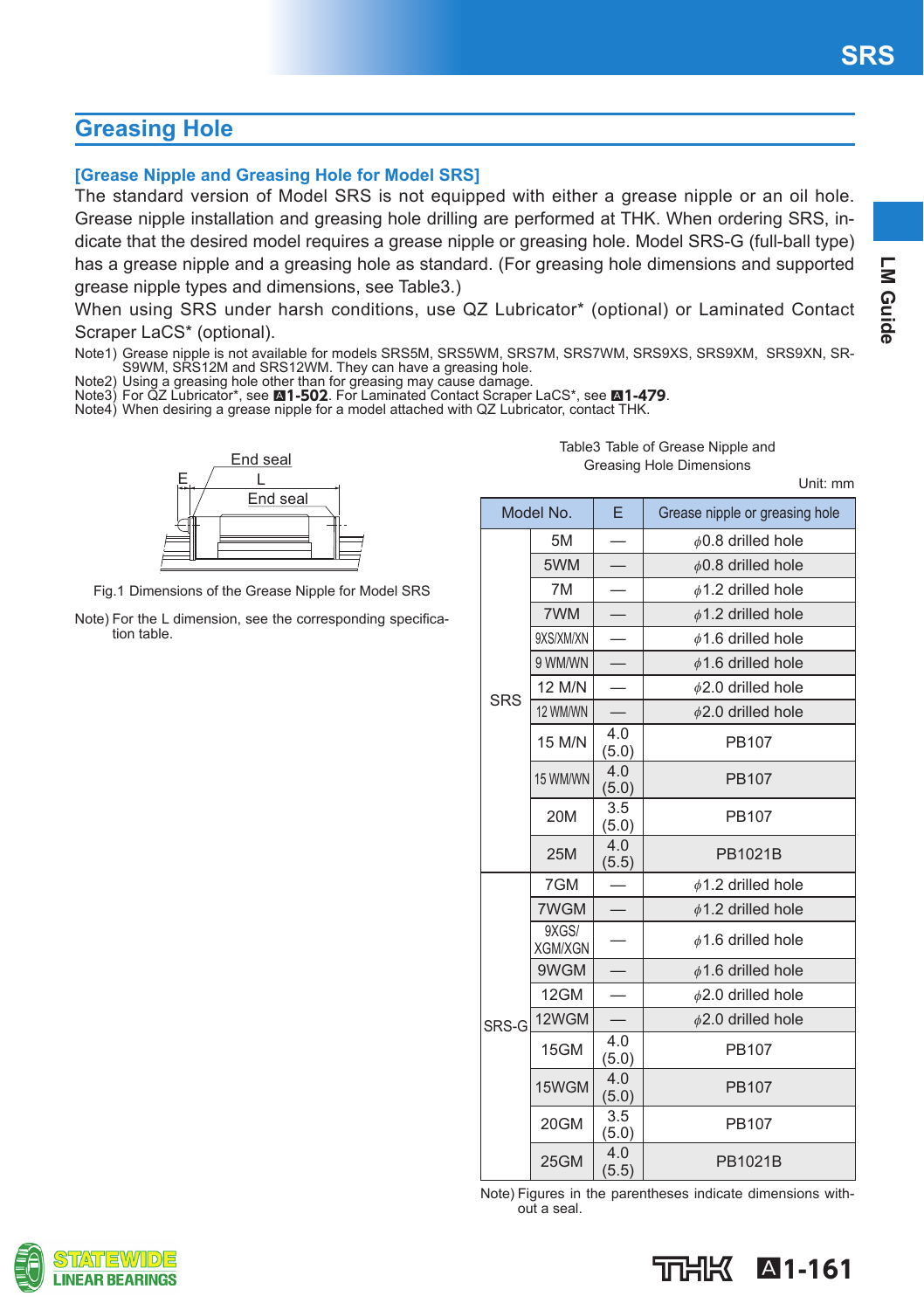## Greasing Hole

**[Grease Nipple and Greasing Hole for Model SRS]**

The standard version of Model SRS is not equipped with either a grease nipple or an oil hole. Grease nipple installation and greasing hole drilling are performed at THK. When ordering SRS, indicate that the desired model requires a grease nipple or greasing hole. Model SRS-G (full-ball type) has a grease nipple and a greasing hole as standard. (For greasing hole dimensions and supported grease nipple types and dimensions, see Table3.)

When using SRS under harsh conditions, use QZ Lubricator* (optional) or Laminated Contact Scraper LaCS* (optional).

Note1) Grease nipple is not available for models SRS5M, SRS5WM, SRS7M, SRS7WM, SRS9XS, SRS9XM, SRS9XN, SRS9WM, SRS12M and SRS12WM. They can have a greasing hole.
Note2) Using a greasing hole other than for greasing may cause damage.
Note3) For QZ Lubricator*, see **A1-502**. For Laminated Contact Scraper LaCS*, see **A1-479**.
Note4) When desiring a grease nipple for a model attached with QZ Lubricator, contact THK.

End seal
E
L
End seal

Fig.1 Dimensions of the Grease Nipple for Model SRS

Note) For the L dimension, see the corresponding specification table.

Table3 Table of Grease Nipple and Greasing Hole Dimensions

Unit: mm

| Model No. | | E | Grease nipple or greasing hole |
|---|---|---|---|
| SRS | 5M | — | $\phi$0.8 drilled hole |
| | 5WM | — | $\phi$0.8 drilled hole |
| | 7M | — | $\phi$1.2 drilled hole |
| | 7WM | — | $\phi$1.2 drilled hole |
| | 9XS/XM/XN | — | $\phi$1.6 drilled hole |
| | 9 WM/WN | — | $\phi$1.6 drilled hole |
| | 12 M/N | — | $\phi$2.0 drilled hole |
| | 12 WM/WN | — | $\phi$2.0 drilled hole |
| | 15 M/N | 4.0 (5.0) | PB107 |
| | 15 WM/WN | 4.0 (5.0) | PB107 |
| | 20M | 3.5 (5.0) | PB107 |
| | 25M | 4.0 (5.5) | PB1021B |
| SRS-G | 7GM | — | $\phi$1.2 drilled hole |
| | 7WGM | — | $\phi$1.2 drilled hole |
| | 9XGS/XGM/XGN | — | $\phi$1.6 drilled hole |
| | 9WGM | — | $\phi$1.6 drilled hole |
| | 12GM | — | $\phi$2.0 drilled hole |
| | 12WGM | — | $\phi$2.0 drilled hole |
| | 15GM | 4.0 (5.0) | PB107 |
| | 15WGM | 4.0 (5.0) | PB107 |
| | 20GM | 3.5 (5.0) | PB107 |
| | 25GM | 4.0 (5.5) | PB1021B |

Note) Figures in the parentheses indicate dimensions without a seal.